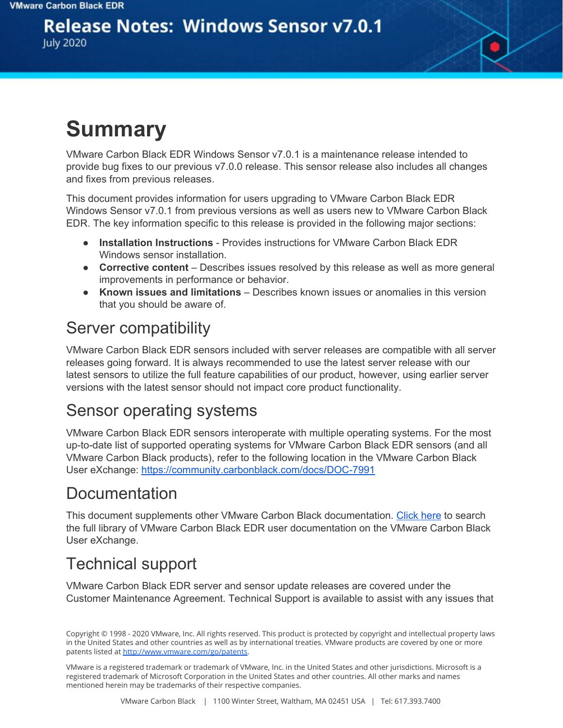VMware Carbon Black EDR

# Release Notes: Windows Sensor v7.0.1

July 2020

# Summary

VMware Carbon Black EDR Windows Sensor v7.0.1 is a maintenance release intended to provide bug fixes to our previous v7.0.0 release. This sensor release also includes all changes and fixes from previous releases.

This document provides information for users upgrading to VMware Carbon Black EDR Windows Sensor v7.0.1 from previous versions as well as users new to VMware Carbon Black EDR. The key information specific to this release is provided in the following major sections:

- **Installation Instructions** - Provides instructions for VMware Carbon Black EDR Windows sensor installation.
- **Corrective content** – Describes issues resolved by this release as well as more general improvements in performance or behavior.
- **Known issues and limitations** – Describes known issues or anomalies in this version that you should be aware of.

## Server compatibility

VMware Carbon Black EDR sensors included with server releases are compatible with all server releases going forward. It is always recommended to use the latest server release with our latest sensors to utilize the full feature capabilities of our product, however, using earlier server versions with the latest sensor should not impact core product functionality.

## Sensor operating systems

VMware Carbon Black EDR sensors interoperate with multiple operating systems. For the most up-to-date list of supported operating systems for VMware Carbon Black EDR sensors (and all VMware Carbon Black products), refer to the following location in the VMware Carbon Black User eXchange: https://community.carbonblack.com/docs/DOC-7991

## Documentation

This document supplements other VMware Carbon Black documentation. Click here to search the full library of VMware Carbon Black EDR user documentation on the VMware Carbon Black User eXchange.

## Technical support

VMware Carbon Black EDR server and sensor update releases are covered under the Customer Maintenance Agreement. Technical Support is available to assist with any issues that

Copyright © 1998 - 2020 VMware, Inc. All rights reserved. This product is protected by copyright and intellectual property laws in the United States and other countries as well as by international treaties. VMware products are covered by one or more patents listed at http://www.vmware.com/go/patents.

VMware is a registered trademark or trademark of VMware, Inc. in the United States and other jurisdictions. Microsoft is a registered trademark of Microsoft Corporation in the United States and other countries. All other marks and names mentioned herein may be trademarks of their respective companies.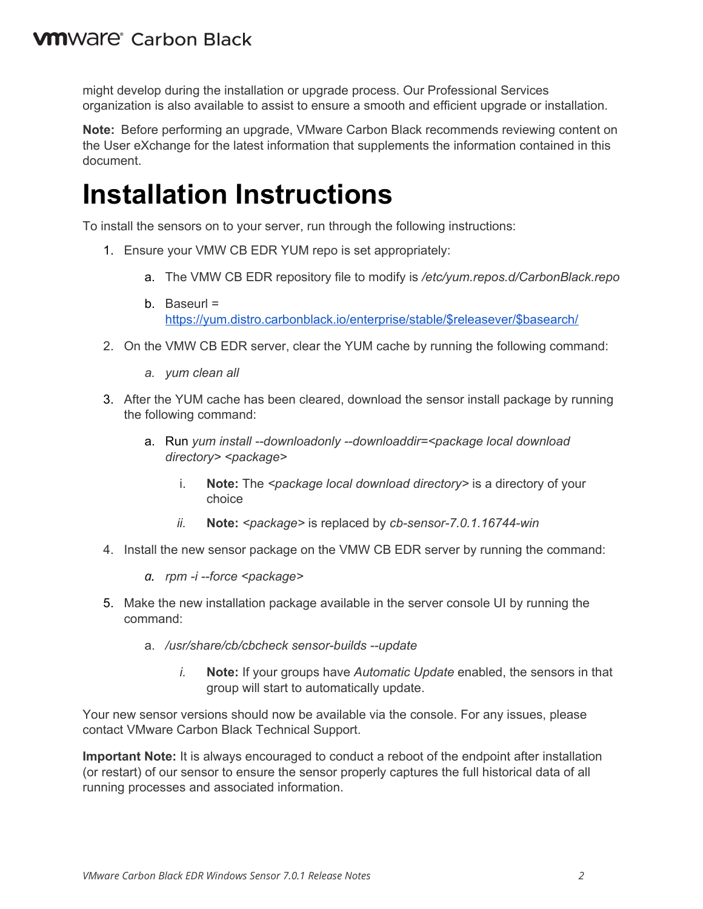might develop during the installation or upgrade process. Our Professional Services organization is also available to assist to ensure a smooth and efficient upgrade or installation.

**Note:** Before performing an upgrade, VMware Carbon Black recommends reviewing content on the User eXchange for the latest information that supplements the information contained in this document.

# Installation Instructions

To install the sensors on to your server, run through the following instructions:

1. Ensure your VMW CB EDR YUM repo is set appropriately:
    a. The VMW CB EDR repository file to modify is */etc/yum.repos.d/CarbonBlack.repo*
    b. Baseurl = https://yum.distro.carbonblack.io/enterprise/stable/$releasever/$basearch/
2. On the VMW CB EDR server, clear the YUM cache by running the following command:
    a. *yum clean all*
3. After the YUM cache has been cleared, download the sensor install package by running the following command:
    a. Run *yum install --downloadonly --downloaddir=<package local download directory> <package>*
        i. **Note:** The *<package local download directory>* is a directory of your choice
        ii. **Note:** *<package>* is replaced by *cb-sensor-7.0.1.16744-win*
4. Install the new sensor package on the VMW CB EDR server by running the command:
    a. *rpm -i --force <package>*
5. Make the new installation package available in the server console UI by running the command:
    a. */usr/share/cb/cbcheck sensor-builds --update*
        i. **Note:** If your groups have *Automatic Update* enabled, the sensors in that group will start to automatically update.

Your new sensor versions should now be available via the console. For any issues, please contact VMware Carbon Black Technical Support.

**Important Note:** It is always encouraged to conduct a reboot of the endpoint after installation (or restart) of our sensor to ensure the sensor properly captures the full historical data of all running processes and associated information.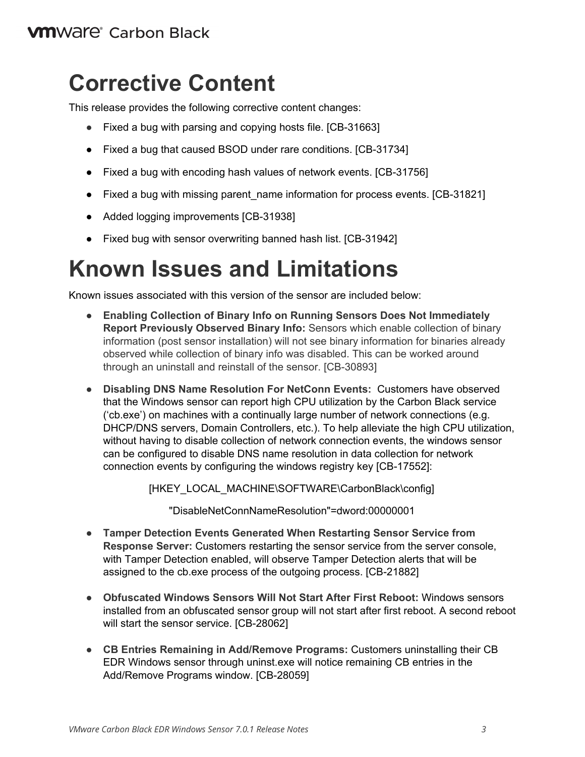# Corrective Content

This release provides the following corrective content changes:

- Fixed a bug with parsing and copying hosts file. [CB-31663]
- Fixed a bug that caused BSOD under rare conditions. [CB-31734]
- Fixed a bug with encoding hash values of network events. [CB-31756]
- Fixed a bug with missing parent_name information for process events. [CB-31821]
- Added logging improvements [CB-31938]
- Fixed bug with sensor overwriting banned hash list. [CB-31942]

# Known Issues and Limitations

Known issues associated with this version of the sensor are included below:

- **Enabling Collection of Binary Info on Running Sensors Does Not Immediately Report Previously Observed Binary Info:** Sensors which enable collection of binary information (post sensor installation) will not see binary information for binaries already observed while collection of binary info was disabled. This can be worked around through an uninstall and reinstall of the sensor. [CB-30893]

- **Disabling DNS Name Resolution For NetConn Events:** Customers have observed that the Windows sensor can report high CPU utilization by the Carbon Black service ('cb.exe') on machines with a continually large number of network connections (e.g. DHCP/DNS servers, Domain Controllers, etc.). To help alleviate the high CPU utilization, without having to disable collection of network connection events, the windows sensor can be configured to disable DNS name resolution in data collection for network connection events by configuring the windows registry key [CB-17552]:

  [HKEY_LOCAL_MACHINE\SOFTWARE\CarbonBlack\config]

  "DisableNetConnNameResolution"=dword:00000001

- **Tamper Detection Events Generated When Restarting Sensor Service from Response Server:** Customers restarting the sensor service from the server console, with Tamper Detection enabled, will observe Tamper Detection alerts that will be assigned to the cb.exe process of the outgoing process. [CB-21882]

- **Obfuscated Windows Sensors Will Not Start After First Reboot:** Windows sensors installed from an obfuscated sensor group will not start after first reboot. A second reboot will start the sensor service. [CB-28062]

- **CB Entries Remaining in Add/Remove Programs:** Customers uninstalling their CB EDR Windows sensor through uninst.exe will notice remaining CB entries in the Add/Remove Programs window. [CB-28059]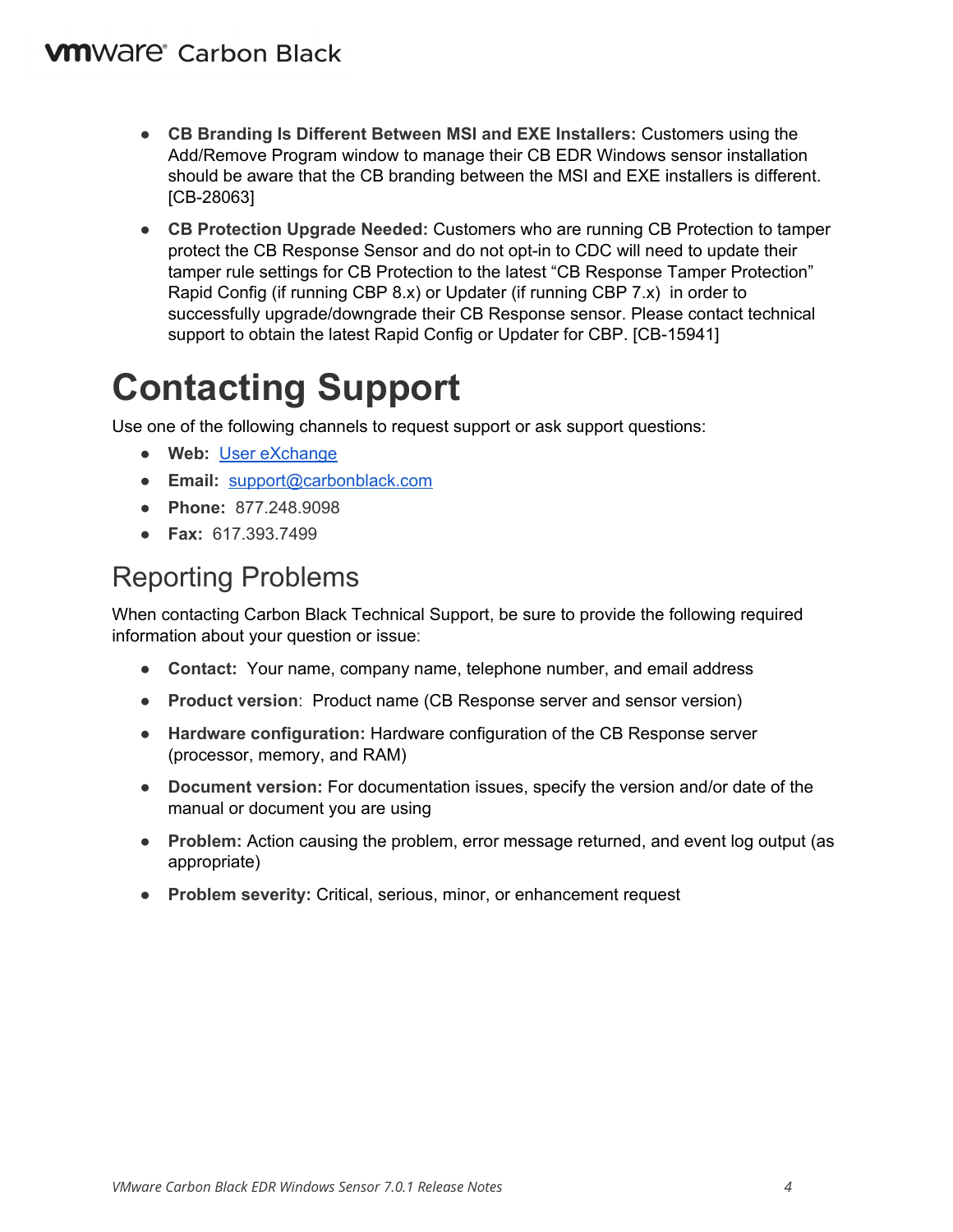- **CB Branding Is Different Between MSI and EXE Installers:** Customers using the Add/Remove Program window to manage their CB EDR Windows sensor installation should be aware that the CB branding between the MSI and EXE installers is different. [CB-28063]
- **CB Protection Upgrade Needed:** Customers who are running CB Protection to tamper protect the CB Response Sensor and do not opt-in to CDC will need to update their tamper rule settings for CB Protection to the latest "CB Response Tamper Protection" Rapid Config (if running CBP 8.x) or Updater (if running CBP 7.x) in order to successfully upgrade/downgrade their CB Response sensor. Please contact technical support to obtain the latest Rapid Config or Updater for CBP. [CB-15941]

# Contacting Support

Use one of the following channels to request support or ask support questions:

- **Web:** User eXchange
- **Email:** support@carbonblack.com
- **Phone:** 877.248.9098
- **Fax:** 617.393.7499

## Reporting Problems

When contacting Carbon Black Technical Support, be sure to provide the following required information about your question or issue:

- **Contact:** Your name, company name, telephone number, and email address
- **Product version**: Product name (CB Response server and sensor version)
- **Hardware configuration:** Hardware configuration of the CB Response server (processor, memory, and RAM)
- **Document version:** For documentation issues, specify the version and/or date of the manual or document you are using
- **Problem:** Action causing the problem, error message returned, and event log output (as appropriate)
- **Problem severity:** Critical, serious, minor, or enhancement request